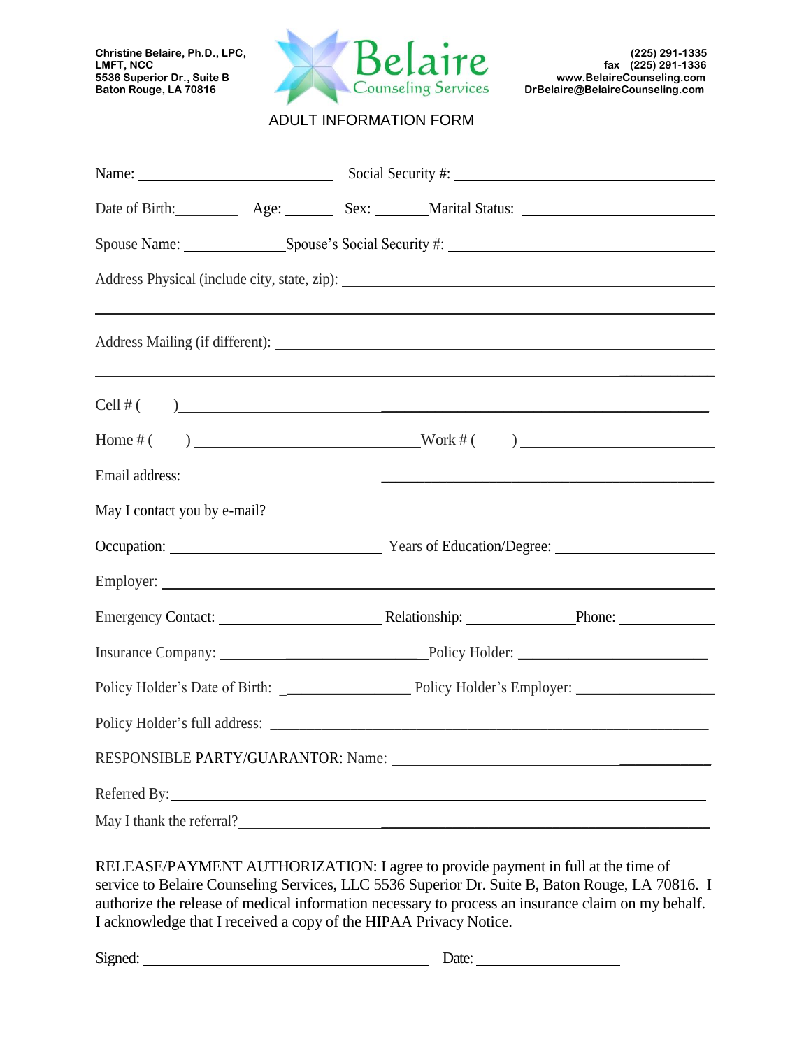Christine Belaire, Ph.D., LPC, LMFT, NCC
5536 Superior Dr., Suite B
Baton Rouge, LA 70816

Belaire
Counseling Services

(225) 291-1335
fax (225) 291-1336
www.BelaireCounseling.com
DrBelaire@BelaireCounseling.com

# ADULT INFORMATION FORM

Name: ____________________ Social Security #: ____________________

Date of Birth: ________ Age: ______ Sex: ______ Marital Status: ____________________

Spouse Name: ____________ Spouse's Social Security #: ____________________

Address Physical (include city, state, zip): ____________________

____________________

Address Mailing (if different): ____________________

____________________

Cell # (     ) ____________________

Home # (     ) ____________________ Work # (     ) ____________________

Email address: ____________________

May I contact you by e-mail? ____________________

Occupation: ____________________ Years of Education/Degree: ____________________

Employer: ____________________

Emergency Contact: ________________ Relationship: ____________ Phone: ____________

Insurance Company: ____________________ Policy Holder: ____________________

Policy Holder's Date of Birth: ________________ Policy Holder's Employer: ________________

Policy Holder's full address: ____________________

RESPONSIBLE PARTY/GUARANTOR: Name: ____________________

Referred By: ____________________

May I thank the referral? ____________________

RELEASE/PAYMENT AUTHORIZATION: I agree to provide payment in full at the time of service to Belaire Counseling Services, LLC 5536 Superior Dr. Suite B, Baton Rouge, LA 70816. I authorize the release of medical information necessary to process an insurance claim on my behalf. I acknowledge that I received a copy of the HIPAA Privacy Notice.

Signed: ____________________ Date: ____________________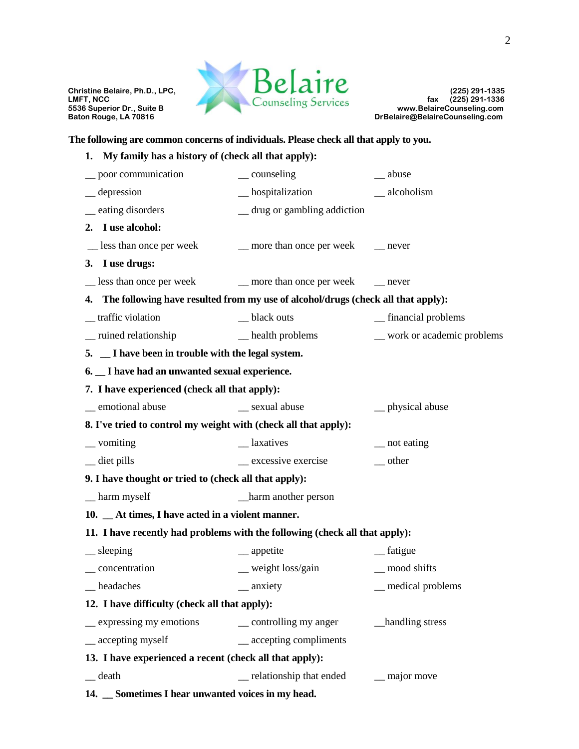Christine Belaire, Ph.D., LPC, LMFT, NCC
5536 Superior Dr., Suite B
Baton Rouge, LA 70816

**Belaire**
Counseling Services

(225) 291-1335
fax (225) 291-1336
www.BelaireCounseling.com
DrBelaire@BelaireCounseling.com

**The following are common concerns of individuals. Please check all that apply to you.**

**1. My family has a history of (check all that apply):**

__ poor communication __ counseling __ abuse
__ depression __ hospitalization __ alcoholism
__ eating disorders __ drug or gambling addiction

**2. I use alcohol:**

__ less than once per week __ more than once per week __ never

**3. I use drugs:**

__ less than once per week __ more than once per week __ never

**4. The following have resulted from my use of alcohol/drugs (check all that apply):**

__ traffic violation __ black outs __ financial problems
__ ruined relationship __ health problems __ work or academic problems

**5. __ I have been in trouble with the legal system.**

**6. __ I have had an unwanted sexual experience.**

**7. I have experienced (check all that apply):**

__ emotional abuse __ sexual abuse __ physical abuse

**8. I've tried to control my weight with (check all that apply):**

__ vomiting __ laxatives __ not eating
__ diet pills __ excessive exercise __ other

**9. I have thought or tried to (check all that apply):**

__ harm myself __harm another person

**10. __ At times, I have acted in a violent manner.**

**11. I have recently had problems with the following (check all that apply):**

__ sleeping __ appetite __ fatigue
__ concentration __ weight loss/gain __ mood shifts
__ headaches __ anxiety __ medical problems

**12. I have difficulty (check all that apply):**

__ expressing my emotions __ controlling my anger __handling stress
__ accepting myself __ accepting compliments

**13. I have experienced a recent (check all that apply):**

__ death __ relationship that ended __ major move

**14. __ Sometimes I hear unwanted voices in my head.**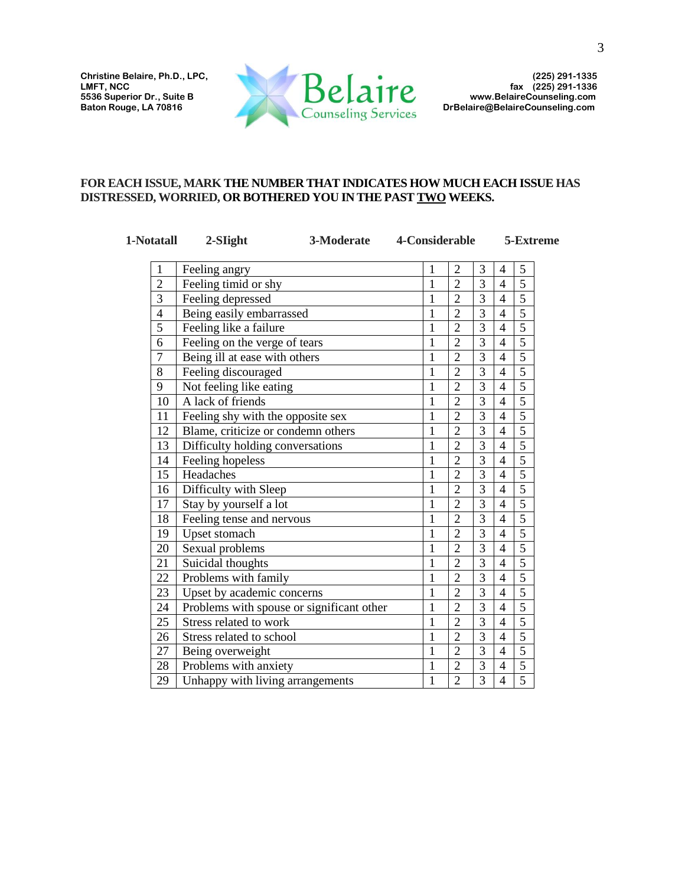Christine Belaire, Ph.D., LPC, LMFT, NCC
5536 Superior Dr., Suite B
Baton Rouge, LA 70816

**Belaire**
Counseling Services

(225) 291-1335
fax (225) 291-1336
www.BelaireCounseling.com
DrBelaire@BelaireCounseling.com

**FOR EACH ISSUE, MARK THE NUMBER THAT INDICATES HOW MUCH EACH ISSUE HAS DISTRESSED, WORRIED, OR BOTHERED YOU IN THE PAST <u>TWO</u> WEEKS.**

**1-Notatall** **2-Slight** **3-Moderate** **4-Considerable** **5-Extreme**

| | | | | | | |
|---|---|---|---|---|---|---|
| 1 | Feeling angry | 1 | 2 | 3 | 4 | 5 |
| 2 | Feeling timid or shy | 1 | 2 | 3 | 4 | 5 |
| 3 | Feeling depressed | 1 | 2 | 3 | 4 | 5 |
| 4 | Being easily embarrassed | 1 | 2 | 3 | 4 | 5 |
| 5 | Feeling like a failure | 1 | 2 | 3 | 4 | 5 |
| 6 | Feeling on the verge of tears | 1 | 2 | 3 | 4 | 5 |
| 7 | Being ill at ease with others | 1 | 2 | 3 | 4 | 5 |
| 8 | Feeling discouraged | 1 | 2 | 3 | 4 | 5 |
| 9 | Not feeling like eating | 1 | 2 | 3 | 4 | 5 |
| 10 | A lack of friends | 1 | 2 | 3 | 4 | 5 |
| 11 | Feeling shy with the opposite sex | 1 | 2 | 3 | 4 | 5 |
| 12 | Blame, criticize or condemn others | 1 | 2 | 3 | 4 | 5 |
| 13 | Difficulty holding conversations | 1 | 2 | 3 | 4 | 5 |
| 14 | Feeling hopeless | 1 | 2 | 3 | 4 | 5 |
| 15 | Headaches | 1 | 2 | 3 | 4 | 5 |
| 16 | Difficulty with Sleep | 1 | 2 | 3 | 4 | 5 |
| 17 | Stay by yourself a lot | 1 | 2 | 3 | 4 | 5 |
| 18 | Feeling tense and nervous | 1 | 2 | 3 | 4 | 5 |
| 19 | Upset stomach | 1 | 2 | 3 | 4 | 5 |
| 20 | Sexual problems | 1 | 2 | 3 | 4 | 5 |
| 21 | Suicidal thoughts | 1 | 2 | 3 | 4 | 5 |
| 22 | Problems with family | 1 | 2 | 3 | 4 | 5 |
| 23 | Upset by academic concerns | 1 | 2 | 3 | 4 | 5 |
| 24 | Problems with spouse or significant other | 1 | 2 | 3 | 4 | 5 |
| 25 | Stress related to work | 1 | 2 | 3 | 4 | 5 |
| 26 | Stress related to school | 1 | 2 | 3 | 4 | 5 |
| 27 | Being overweight | 1 | 2 | 3 | 4 | 5 |
| 28 | Problems with anxiety | 1 | 2 | 3 | 4 | 5 |
| 29 | Unhappy with living arrangements | 1 | 2 | 3 | 4 | 5 |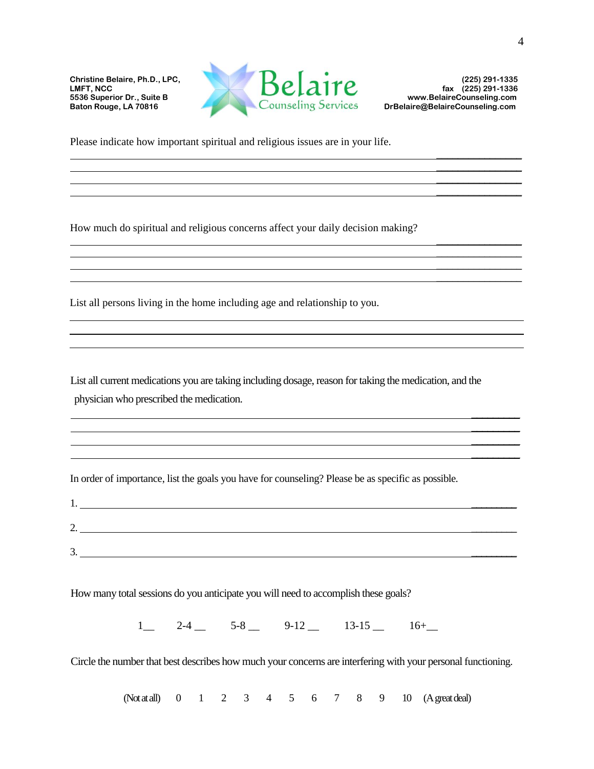Christine Belaire, Ph.D., LPC, LMFT, NCC
5536 Superior Dr., Suite B
Baton Rouge, LA 70816

**Belaire** Counseling Services

(225) 291-1335
fax (225) 291-1336
www.BelaireCounseling.com
DrBelaire@BelaireCounseling.com

Please indicate how important spiritual and religious issues are in your life.

______________________________________________________________________________

______________________________________________________________________________

______________________________________________________________________________

______________________________________________________________________________

How much do spiritual and religious concerns affect your daily decision making?

______________________________________________________________________________

______________________________________________________________________________

______________________________________________________________________________

______________________________________________________________________________

List all persons living in the home including age and relationship to you.

______________________________________________________________________________

______________________________________________________________________________

______________________________________________________________________________

List all current medications you are taking including dosage, reason for taking the medication, and the physician who prescribed the medication.

______________________________________________________________________________

______________________________________________________________________________

______________________________________________________________________________

______________________________________________________________________________

In order of importance, list the goals you have for counseling? Please be as specific as possible.

1. ____________________________________________________________________________

2. ____________________________________________________________________________

3. ____________________________________________________________________________

How many total sessions do you anticipate you will need to accomplish these goals?

1__ 2-4 __ 5-8 __ 9-12 __ 13-15 __ 16+__

Circle the number that best describes how much your concerns are interfering with your personal functioning.

(Not at all) 0 1 2 3 4 5 6 7 8 9 10 (A great deal)